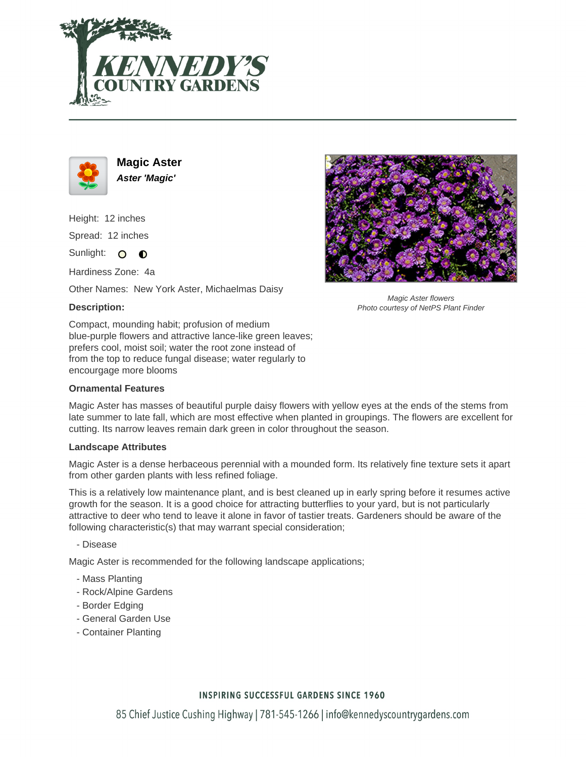# Magic Aster

***Aster 'Magic'***

Height: 12 inches

Spread: 12 inches

Sunlight:

Hardiness Zone: 4a

Other Names: New York Aster, Michaelmas Daisy

Magic Aster flowers
Photo courtesy of NetPS Plant Finder

### Description:

Compact, mounding habit; profusion of medium blue-purple flowers and attractive lance-like green leaves; prefers cool, moist soil; water the root zone instead of from the top to reduce fungal disease; water regularly to encourgage more blooms

### Ornamental Features

Magic Aster has masses of beautiful purple daisy flowers with yellow eyes at the ends of the stems from late summer to late fall, which are most effective when planted in groupings. The flowers are excellent for cutting. Its narrow leaves remain dark green in color throughout the season.

### Landscape Attributes

Magic Aster is a dense herbaceous perennial with a mounded form. Its relatively fine texture sets it apart from other garden plants with less refined foliage.

This is a relatively low maintenance plant, and is best cleaned up in early spring before it resumes active growth for the season. It is a good choice for attracting butterflies to your yard, but is not particularly attractive to deer who tend to leave it alone in favor of tastier treats. Gardeners should be aware of the following characteristic(s) that may warrant special consideration;

- Disease

Magic Aster is recommended for the following landscape applications;

- Mass Planting
- Rock/Alpine Gardens
- Border Edging
- General Garden Use
- Container Planting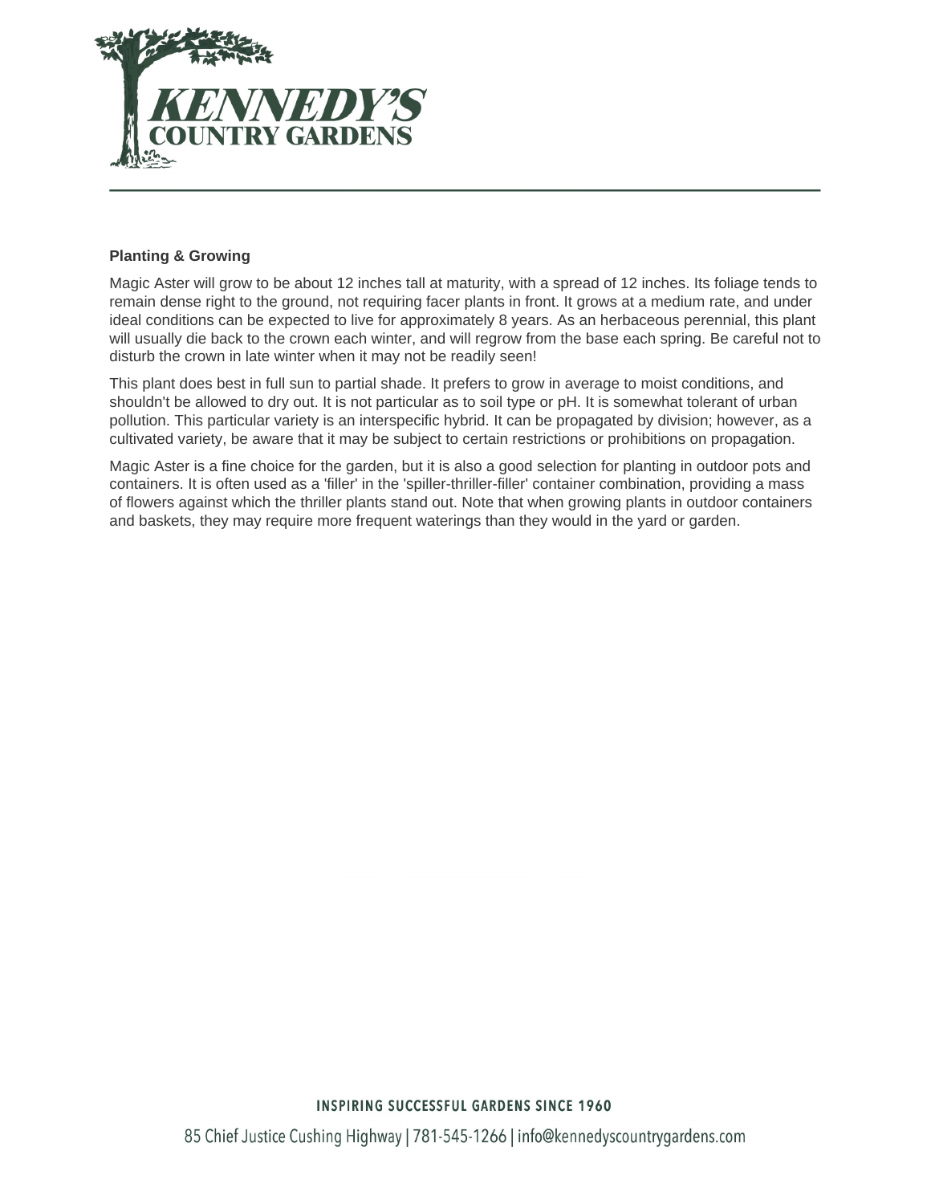**Planting & Growing**

Magic Aster will grow to be about 12 inches tall at maturity, with a spread of 12 inches. Its foliage tends to remain dense right to the ground, not requiring facer plants in front. It grows at a medium rate, and under ideal conditions can be expected to live for approximately 8 years. As an herbaceous perennial, this plant will usually die back to the crown each winter, and will regrow from the base each spring. Be careful not to disturb the crown in late winter when it may not be readily seen!

This plant does best in full sun to partial shade. It prefers to grow in average to moist conditions, and shouldn't be allowed to dry out. It is not particular as to soil type or pH. It is somewhat tolerant of urban pollution. This particular variety is an interspecific hybrid. It can be propagated by division; however, as a cultivated variety, be aware that it may be subject to certain restrictions or prohibitions on propagation.

Magic Aster is a fine choice for the garden, but it is also a good selection for planting in outdoor pots and containers. It is often used as a 'filler' in the 'spiller-thriller-filler' container combination, providing a mass of flowers against which the thriller plants stand out. Note that when growing plants in outdoor containers and baskets, they may require more frequent waterings than they would in the yard or garden.